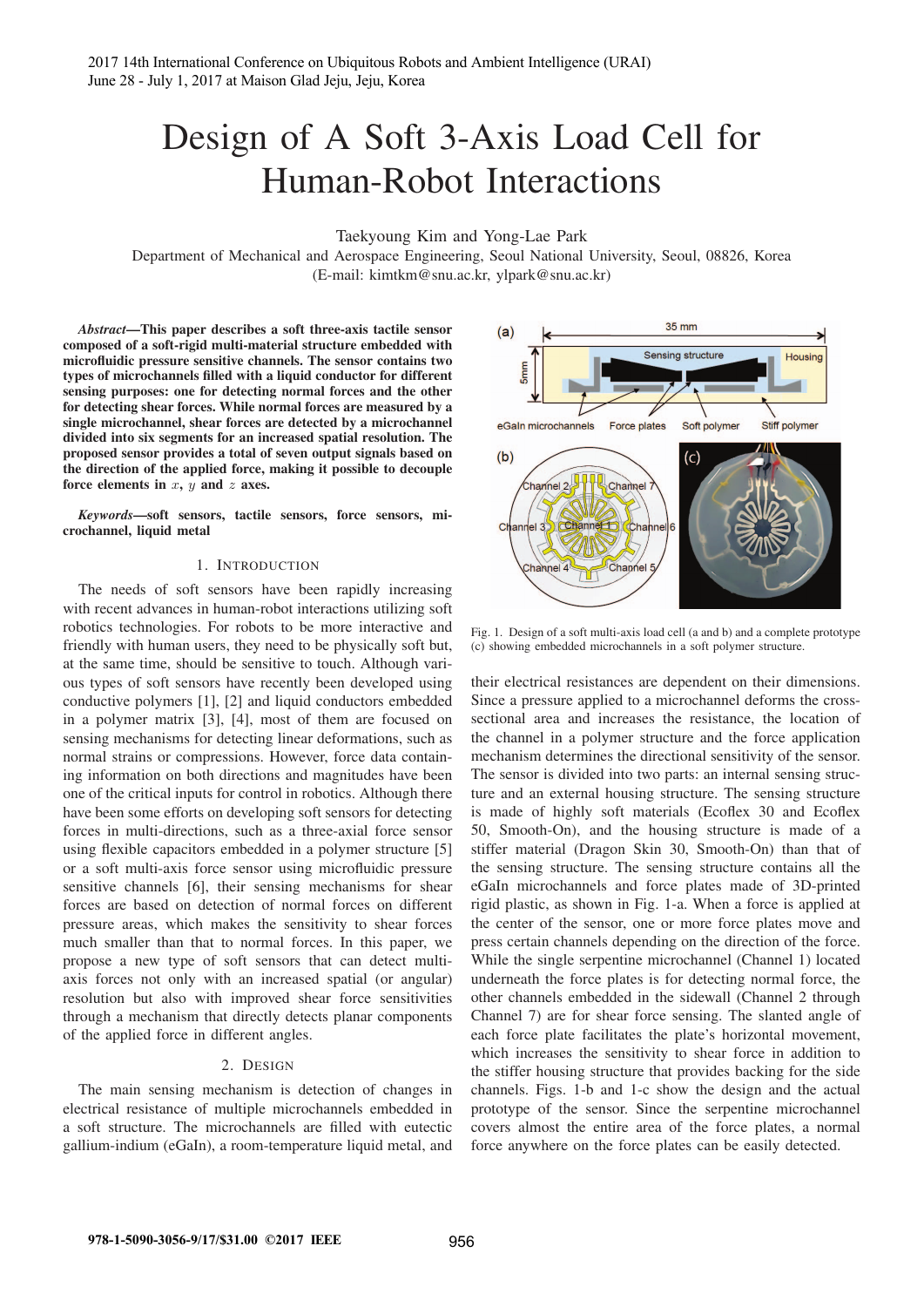2017 14th International Conference on Ubiquitous Robots and Ambient Intelligence (URAI)
June 28 - July 1, 2017 at Maison Glad Jeju, Jeju, Korea

# Design of A Soft 3-Axis Load Cell for Human-Robot Interactions

Taekyoung Kim and Yong-Lae Park

Department of Mechanical and Aerospace Engineering, Seoul National University, Seoul, 08826, Korea
(E-mail: kimtkm@snu.ac.kr, ylpark@snu.ac.kr)

***Abstract*—This paper describes a soft three-axis tactile sensor composed of a soft-rigid multi-material structure embedded with microfluidic pressure sensitive channels. The sensor contains two types of microchannels filled with a liquid conductor for different sensing purposes: one for detecting normal forces and the other for detecting shear forces. While normal forces are measured by a single microchannel, shear forces are detected by a microchannel divided into six segments for an increased spatial resolution. The proposed sensor provides a total of seven output signals based on the direction of the applied force, making it possible to decouple force elements in $x$, $y$ and $z$ axes.**

***Keywords*—soft sensors, tactile sensors, force sensors, microchannel, liquid metal**

## 1. Introduction

The needs of soft sensors have been rapidly increasing with recent advances in human-robot interactions utilizing soft robotics technologies. For robots to be more interactive and friendly with human users, they need to be physically soft but, at the same time, should be sensitive to touch. Although various types of soft sensors have recently been developed using conductive polymers [1], [2] and liquid conductors embedded in a polymer matrix [3], [4], most of them are focused on sensing mechanisms for detecting linear deformations, such as normal strains or compressions. However, force data containing information on both directions and magnitudes have been one of the critical inputs for control in robotics. Although there have been some efforts on developing soft sensors for detecting forces in multi-directions, such as a three-axial force sensor using flexible capacitors embedded in a polymer structure [5] or a soft multi-axis force sensor using microfluidic pressure sensitive channels [6], their sensing mechanisms for shear forces are based on detection of normal forces on different pressure areas, which makes the sensitivity to shear forces much smaller than that to normal forces. In this paper, we propose a new type of soft sensors that can detect multi-axis forces not only with an increased spatial (or angular) resolution but also with improved shear force sensitivities through a mechanism that directly detects planar components of the applied force in different angles.

## 2. Design

The main sensing mechanism is detection of changes in electrical resistance of multiple microchannels embedded in a soft structure. The microchannels are filled with eutectic gallium-indium (eGaIn), a room-temperature liquid metal, and their electrical resistances are dependent on their dimensions. Since a pressure applied to a microchannel deforms the cross-sectional area and increases the resistance, the location of the channel in a polymer structure and the force application mechanism determines the directional sensitivity of the sensor. The sensor is divided into two parts: an internal sensing structure and an external housing structure. The sensing structure is made of highly soft materials (Ecoflex 30 and Ecoflex 50, Smooth-On), and the housing structure is made of a stiffer material (Dragon Skin 30, Smooth-On) than that of the sensing structure. The sensing structure contains all the eGaIn microchannels and force plates made of 3D-printed rigid plastic, as shown in Fig. 1-a. When a force is applied at the center of the sensor, one or more force plates move and press certain channels depending on the direction of the force. While the single serpentine microchannel (Channel 1) located underneath the force plates is for detecting normal force, the other channels embedded in the sidewall (Channel 2 through Channel 7) are for shear force sensing. The slanted angle of each force plate facilitates the plate's horizontal movement, which increases the sensitivity to shear force in addition to the stiffer housing structure that provides backing for the side channels. Figs. 1-b and 1-c show the design and the actual prototype of the sensor. Since the serpentine microchannel covers almost the entire area of the force plates, a normal force anywhere on the force plates can be easily detected.

Fig. 1. Design of a soft multi-axis load cell (a and b) and a complete prototype (c) showing embedded microchannels in a soft polymer structure.

978-1-5090-3056-9/17/$31.00 ©2017 IEEE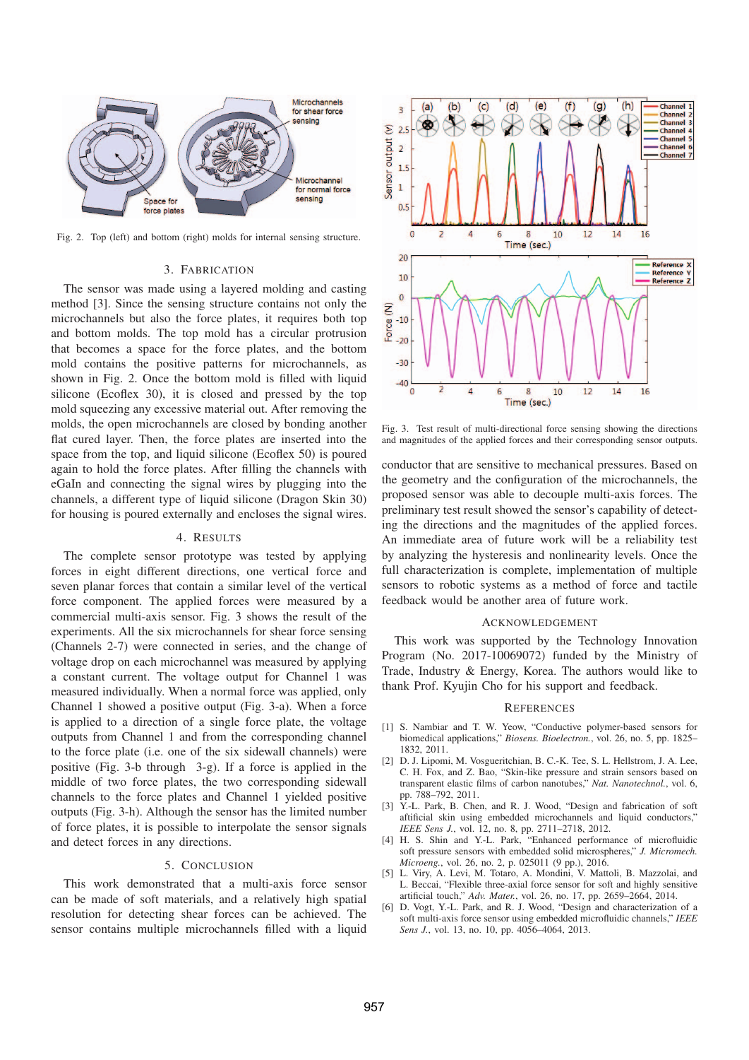Microchannels for shear force sensing

Microchannel for normal force sensing

Space for force plates

Fig. 2. Top (left) and bottom (right) molds for internal sensing structure.

## 3. Fabrication

The sensor was made using a layered molding and casting method [3]. Since the sensing structure contains not only the microchannels but also the force plates, it requires both top and bottom molds. The top mold has a circular protrusion that becomes a space for the force plates, and the bottom mold contains the positive patterns for microchannels, as shown in Fig. 2. Once the bottom mold is filled with liquid silicone (Ecoflex 30), it is closed and pressed by the top mold squeezing any excessive material out. After removing the molds, the open microchannels are closed by bonding another flat cured layer. Then, the force plates are inserted into the space from the top, and liquid silicone (Ecoflex 50) is poured again to hold the force plates. After filling the channels with eGaIn and connecting the signal wires by plugging into the channels, a different type of liquid silicone (Dragon Skin 30) for housing is poured externally and encloses the signal wires.

## 4. Results

The complete sensor prototype was tested by applying forces in eight different directions, one vertical force and seven planar forces that contain a similar level of the vertical force component. The applied forces were measured by a commercial multi-axis sensor. Fig. 3 shows the result of the experiments. All the six microchannels for shear force sensing (Channels 2-7) were connected in series, and the change of voltage drop on each microchannel was measured by applying a constant current. The voltage output for Channel 1 was measured individually. When a normal force was applied, only Channel 1 showed a positive output (Fig. 3-a). When a force is applied to a direction of a single force plate, the voltage outputs from Channel 1 and from the corresponding channel to the force plate (i.e. one of the six sidewall channels) were positive (Fig. 3-b through 3-g). If a force is applied in the middle of two force plates, the two corresponding sidewall channels to the force plates and Channel 1 yielded positive outputs (Fig. 3-h). Although the sensor has the limited number of force plates, it is possible to interpolate the sensor signals and detect forces in any directions.

## 5. Conclusion

This work demonstrated that a multi-axis force sensor can be made of soft materials, and a relatively high spatial resolution for detecting shear forces can be achieved. The sensor contains multiple microchannels filled with a liquid conductor that are sensitive to mechanical pressures. Based on the geometry and the configuration of the microchannels, the proposed sensor was able to decouple multi-axis forces. The preliminary test result showed the sensor's capability of detecting the directions and the magnitudes of the applied forces. An immediate area of future work will be a reliability test by analyzing the hysteresis and nonlinearity levels. Once the full characterization is complete, implementation of multiple sensors to robotic systems as a method of force and tactile feedback would be another area of future work.

(a) (b) (c) (d) (e) (f) (g) (h)

Sensor output (V)

Time (sec.)

Channel 1
Channel 2
Channel 3
Channel 4
Channel 5
Channel 6
Channel 7

Force (N)

Time (sec.)

Reference X
Reference Y
Reference Z

Fig. 3. Test result of multi-directional force sensing showing the directions and magnitudes of the applied forces and their corresponding sensor outputs.

## Acknowledgement

This work was supported by the Technology Innovation Program (No. 2017-10069072) funded by the Ministry of Trade, Industry & Energy, Korea. The authors would like to thank Prof. Kyujin Cho for his support and feedback.

## References

[1] S. Nambiar and T. W. Yeow, "Conductive polymer-based sensors for biomedical applications," *Biosens. Bioelectron.*, vol. 26, no. 5, pp. 1825–1832, 2011.

[2] D. J. Lipomi, M. Vosgueritchian, B. C.-K. Tee, S. L. Hellstrom, J. A. Lee, C. H. Fox, and Z. Bao, "Skin-like pressure and strain sensors based on transparent elastic films of carbon nanotubes," *Nat. Nanotechnol.*, vol. 6, pp. 788–792, 2011.

[3] Y.-L. Park, B. Chen, and R. J. Wood, "Design and fabrication of soft artificial skin using embedded microchannels and liquid conductors," *IEEE Sens J.*, vol. 12, no. 8, pp. 2711–2718, 2012.

[4] H. S. Shin and Y.-L. Park, "Enhanced performance of microfluidic soft pressure sensors with embedded solid microspheres," *J. Micromech. Microeng.*, vol. 26, no. 2, p. 025011 (9 pp.), 2016.

[5] L. Viry, A. Levi, M. Totaro, A. Mondini, V. Mattoli, B. Mazzolai, and L. Beccai, "Flexible three-axial force sensor for soft and highly sensitive artificial touch," *Adv. Mater.*, vol. 26, no. 17, pp. 2659–2664, 2014.

[6] D. Vogt, Y.-L. Park, and R. J. Wood, "Design and characterization of a soft multi-axis force sensor using embedded microfluidic channels," *IEEE Sens J.*, vol. 13, no. 10, pp. 4056–4064, 2013.